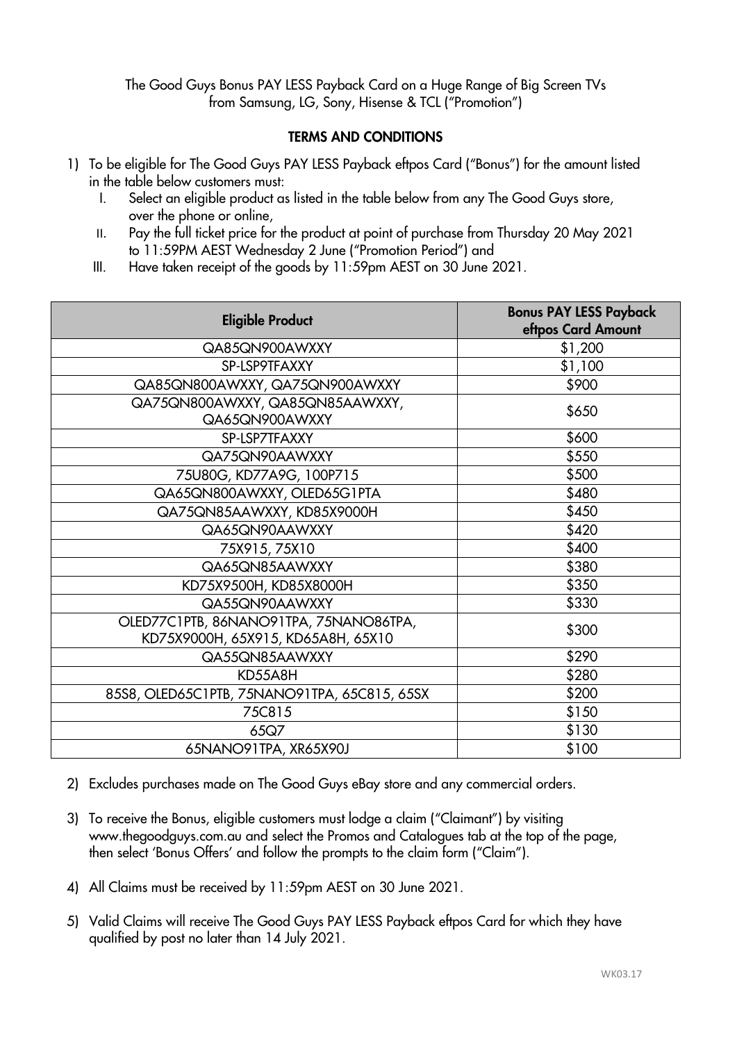The Good Guys Bonus PAY LESS Payback Card on a Huge Range of Big Screen TVs from Samsung, LG, Sony, Hisense & TCL ("Promotion")

## TERMS AND CONDITIONS

1) To be eligible for The Good Guys PAY LESS Payback eftpos Card ("Bonus") for the amount listed in the table below customers must:
   I. Select an eligible product as listed in the table below from any The Good Guys store, over the phone or online,
   II. Pay the full ticket price for the product at point of purchase from Thursday 20 May 2021 to 11:59PM AEST Wednesday 2 June ("Promotion Period") and
   III. Have taken receipt of the goods by 11:59pm AEST on 30 June 2021.

| Eligible Product | Bonus PAY LESS Payback eftpos Card Amount |
|---|---|
| QA85QN900AWXXY | $1,200 |
| SP-LSP9TFAXXY | $1,100 |
| QA85QN800AWXXY, QA75QN900AWXXY | $900 |
| QA75QN800AWXXY, QA85QN85AAWXXY, QA65QN900AWXXY | $650 |
| SP-LSP7TFAXXY | $600 |
| QA75QN90AAWXXY | $550 |
| 75U80G, KD77A9G, 100P715 | $500 |
| QA65QN800AWXXY, OLED65G1PTA | $480 |
| QA75QN85AAWXXY, KD85X9000H | $450 |
| QA65QN90AAWXXY | $420 |
| 75X915, 75X10 | $400 |
| QA65QN85AAWXXY | $380 |
| KD75X9500H, KD85X8000H | $350 |
| QA55QN90AAWXXY | $330 |
| OLED77C1PTB, 86NANO91TPA, 75NANO86TPA, KD75X9000H, 65X915, KD65A8H, 65X10 | $300 |
| QA55QN85AAWXXY | $290 |
| KD55A8H | $280 |
| 85S8, OLED65C1PTB, 75NANO91TPA, 65C815, 65SX | $200 |
| 75C815 | $150 |
| 65Q7 | $130 |
| 65NANO91TPA, XR65X90J | $100 |

2) Excludes purchases made on The Good Guys eBay store and any commercial orders.

3) To receive the Bonus, eligible customers must lodge a claim ("Claimant") by visiting www.thegoodguys.com.au and select the Promos and Catalogues tab at the top of the page, then select 'Bonus Offers' and follow the prompts to the claim form ("Claim").

4) All Claims must be received by 11:59pm AEST on 30 June 2021.

5) Valid Claims will receive The Good Guys PAY LESS Payback eftpos Card for which they have qualified by post no later than 14 July 2021.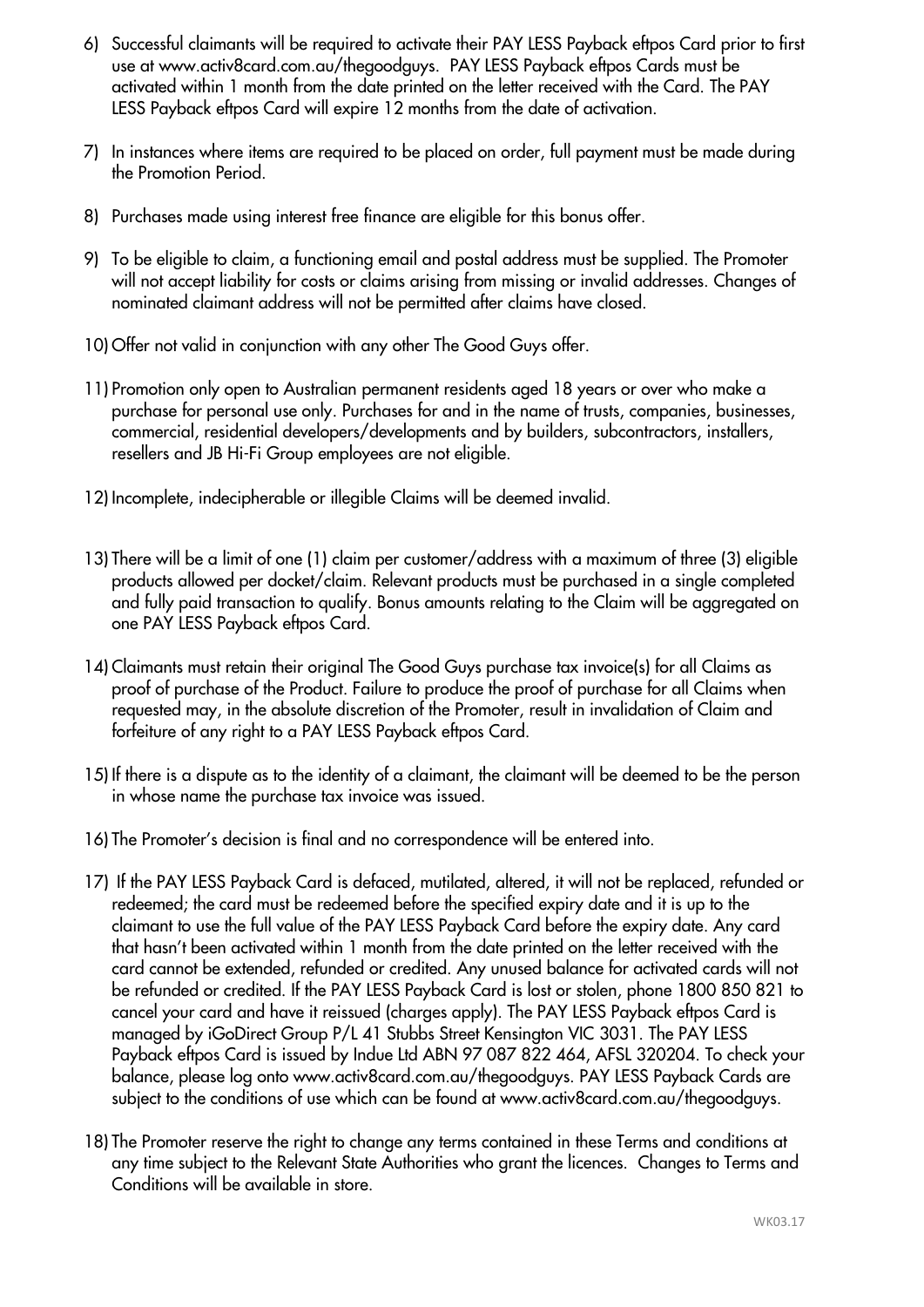6) Successful claimants will be required to activate their PAY LESS Payback eftpos Card prior to first use at www.activ8card.com.au/thegoodguys. PAY LESS Payback eftpos Cards must be activated within 1 month from the date printed on the letter received with the Card. The PAY LESS Payback eftpos Card will expire 12 months from the date of activation.

7) In instances where items are required to be placed on order, full payment must be made during the Promotion Period.

8) Purchases made using interest free finance are eligible for this bonus offer.

9) To be eligible to claim, a functioning email and postal address must be supplied. The Promoter will not accept liability for costs or claims arising from missing or invalid addresses. Changes of nominated claimant address will not be permitted after claims have closed.

10) Offer not valid in conjunction with any other The Good Guys offer.

11) Promotion only open to Australian permanent residents aged 18 years or over who make a purchase for personal use only. Purchases for and in the name of trusts, companies, businesses, commercial, residential developers/developments and by builders, subcontractors, installers, resellers and JB Hi-Fi Group employees are not eligible.

12) Incomplete, indecipherable or illegible Claims will be deemed invalid.

13) There will be a limit of one (1) claim per customer/address with a maximum of three (3) eligible products allowed per docket/claim. Relevant products must be purchased in a single completed and fully paid transaction to qualify. Bonus amounts relating to the Claim will be aggregated on one PAY LESS Payback eftpos Card.

14) Claimants must retain their original The Good Guys purchase tax invoice(s) for all Claims as proof of purchase of the Product. Failure to produce the proof of purchase for all Claims when requested may, in the absolute discretion of the Promoter, result in invalidation of Claim and forfeiture of any right to a PAY LESS Payback eftpos Card.

15) If there is a dispute as to the identity of a claimant, the claimant will be deemed to be the person in whose name the purchase tax invoice was issued.

16) The Promoter's decision is final and no correspondence will be entered into.

17) If the PAY LESS Payback Card is defaced, mutilated, altered, it will not be replaced, refunded or redeemed; the card must be redeemed before the specified expiry date and it is up to the claimant to use the full value of the PAY LESS Payback Card before the expiry date. Any card that hasn't been activated within 1 month from the date printed on the letter received with the card cannot be extended, refunded or credited. Any unused balance for activated cards will not be refunded or credited. If the PAY LESS Payback Card is lost or stolen, phone 1800 850 821 to cancel your card and have it reissued (charges apply). The PAY LESS Payback eftpos Card is managed by iGoDirect Group P/L 41 Stubbs Street Kensington VIC 3031. The PAY LESS Payback eftpos Card is issued by Indue Ltd ABN 97 087 822 464, AFSL 320204. To check your balance, please log onto www.activ8card.com.au/thegoodguys. PAY LESS Payback Cards are subject to the conditions of use which can be found at www.activ8card.com.au/thegoodguys.

18) The Promoter reserve the right to change any terms contained in these Terms and conditions at any time subject to the Relevant State Authorities who grant the licences. Changes to Terms and Conditions will be available in store.

WK03.17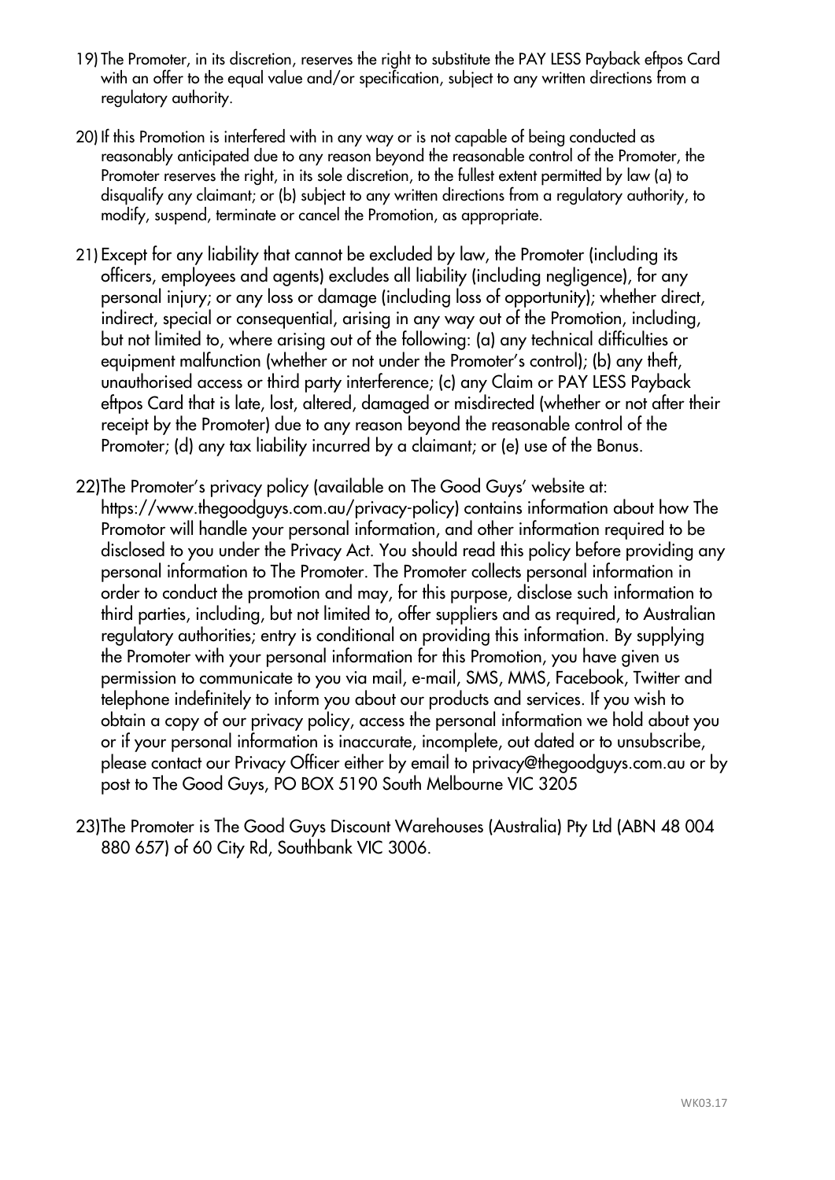19) The Promoter, in its discretion, reserves the right to substitute the PAY LESS Payback eftpos Card with an offer to the equal value and/or specification, subject to any written directions from a regulatory authority.

20) If this Promotion is interfered with in any way or is not capable of being conducted as reasonably anticipated due to any reason beyond the reasonable control of the Promoter, the Promoter reserves the right, in its sole discretion, to the fullest extent permitted by law (a) to disqualify any claimant; or (b) subject to any written directions from a regulatory authority, to modify, suspend, terminate or cancel the Promotion, as appropriate.

21) Except for any liability that cannot be excluded by law, the Promoter (including its officers, employees and agents) excludes all liability (including negligence), for any personal injury; or any loss or damage (including loss of opportunity); whether direct, indirect, special or consequential, arising in any way out of the Promotion, including, but not limited to, where arising out of the following: (a) any technical difficulties or equipment malfunction (whether or not under the Promoter's control); (b) any theft, unauthorised access or third party interference; (c) any Claim or PAY LESS Payback eftpos Card that is late, lost, altered, damaged or misdirected (whether or not after their receipt by the Promoter) due to any reason beyond the reasonable control of the Promoter; (d) any tax liability incurred by a claimant; or (e) use of the Bonus.

22) The Promoter's privacy policy (available on The Good Guys' website at: https://www.thegoodguys.com.au/privacy-policy) contains information about how The Promotor will handle your personal information, and other information required to be disclosed to you under the Privacy Act. You should read this policy before providing any personal information to The Promoter. The Promoter collects personal information in order to conduct the promotion and may, for this purpose, disclose such information to third parties, including, but not limited to, offer suppliers and as required, to Australian regulatory authorities; entry is conditional on providing this information. By supplying the Promoter with your personal information for this Promotion, you have given us permission to communicate to you via mail, e-mail, SMS, MMS, Facebook, Twitter and telephone indefinitely to inform you about our products and services. If you wish to obtain a copy of our privacy policy, access the personal information we hold about you or if your personal information is inaccurate, incomplete, out dated or to unsubscribe, please contact our Privacy Officer either by email to privacy@thegoodguys.com.au or by post to The Good Guys, PO BOX 5190 South Melbourne VIC 3205

23) The Promoter is The Good Guys Discount Warehouses (Australia) Pty Ltd (ABN 48 004 880 657) of 60 City Rd, Southbank VIC 3006.

WK03.17